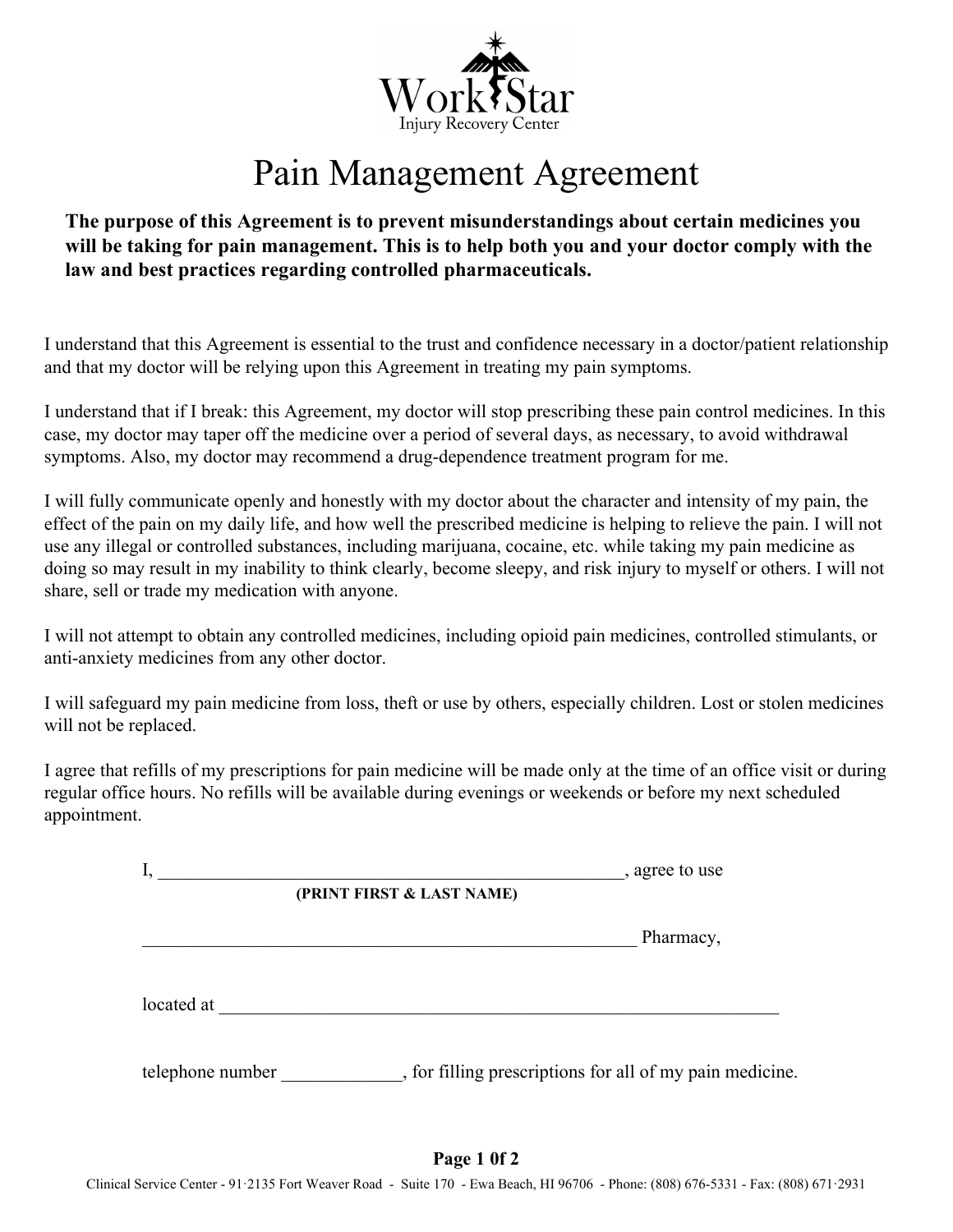WorkStar
Injury Recovery Center

# Pain Management Agreement

**The purpose of this Agreement is to prevent misunderstandings about certain medicines you will be taking for pain management. This is to help both you and your doctor comply with the law and best practices regarding controlled pharmaceuticals.**

I understand that this Agreement is essential to the trust and confidence necessary in a doctor/patient relationship and that my doctor will be relying upon this Agreement in treating my pain symptoms.

I understand that if I break: this Agreement, my doctor will stop prescribing these pain control medicines. In this case, my doctor may taper off the medicine over a period of several days, as necessary, to avoid withdrawal symptoms. Also, my doctor may recommend a drug-dependence treatment program for me.

I will fully communicate openly and honestly with my doctor about the character and intensity of my pain, the effect of the pain on my daily life, and how well the prescribed medicine is helping to relieve the pain. I will not use any illegal or controlled substances, including marijuana, cocaine, etc. while taking my pain medicine as doing so may result in my inability to think clearly, become sleepy, and risk injury to myself or others. I will not share, sell or trade my medication with anyone.

I will not attempt to obtain any controlled medicines, including opioid pain medicines, controlled stimulants, or anti-anxiety medicines from any other doctor.

I will safeguard my pain medicine from loss, theft or use by others, especially children. Lost or stolen medicines will not be replaced.

I agree that refills of my prescriptions for pain medicine will be made only at the time of an office visit or during regular office hours. No refills will be available during evenings or weekends or before my next scheduled appointment.

I, ______________________________________________________, agree to use
**(PRINT FIRST & LAST NAME)**

________________________________________________________ Pharmacy,

located at ______________________________________________________________

telephone number _____________, for filling prescriptions for all of my pain medicine.

Clinical Service Center - 91·2135 Fort Weaver Road - Suite 170 - Ewa Beach, HI 96706 - Phone: (808) 676-5331 - Fax: (808) 671·2931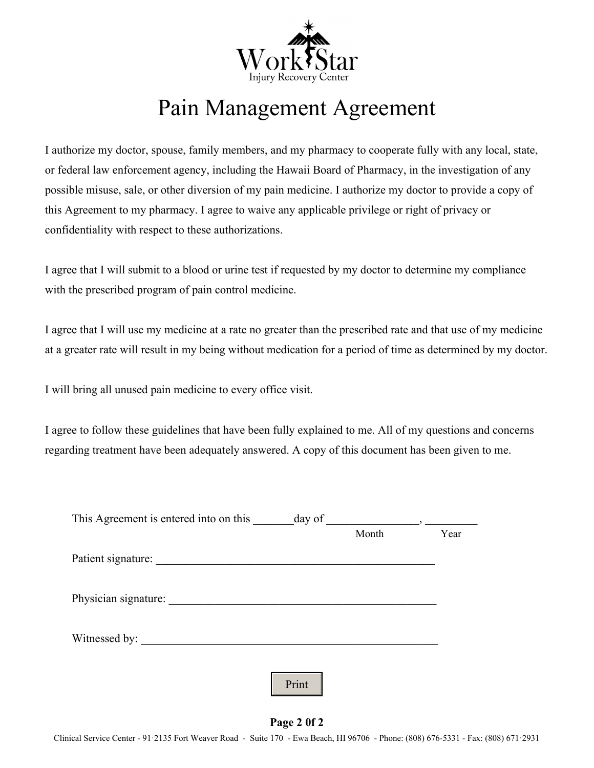Work Star
Injury Recovery Center

# Pain Management Agreement

I authorize my doctor, spouse, family members, and my pharmacy to cooperate fully with any local, state, or federal law enforcement agency, including the Hawaii Board of Pharmacy, in the investigation of any possible misuse, sale, or other diversion of my pain medicine. I authorize my doctor to provide a copy of this Agreement to my pharmacy. I agree to waive any applicable privilege or right of privacy or confidentiality with respect to these authorizations.

I agree that I will submit to a blood or urine test if requested by my doctor to determine my compliance with the prescribed program of pain control medicine.

I agree that I will use my medicine at a rate no greater than the prescribed rate and that use of my medicine at a greater rate will result in my being without medication for a period of time as determined by my doctor.

I will bring all unused pain medicine to every office visit.

I agree to follow these guidelines that have been fully explained to me. All of my questions and concerns regarding treatment have been adequately answered. A copy of this document has been given to me.

This Agreement is entered into on this _______day of ________________, _________
Month Year

Patient signature: __________________________________________________

Physician signature: ________________________________________________

Witnessed by: _____________________________________________________

Print

Clinical Service Center - 91·2135 Fort Weaver Road - Suite 170 - Ewa Beach, HI 96706 - Phone: (808) 676-5331 - Fax: (808) 671·2931